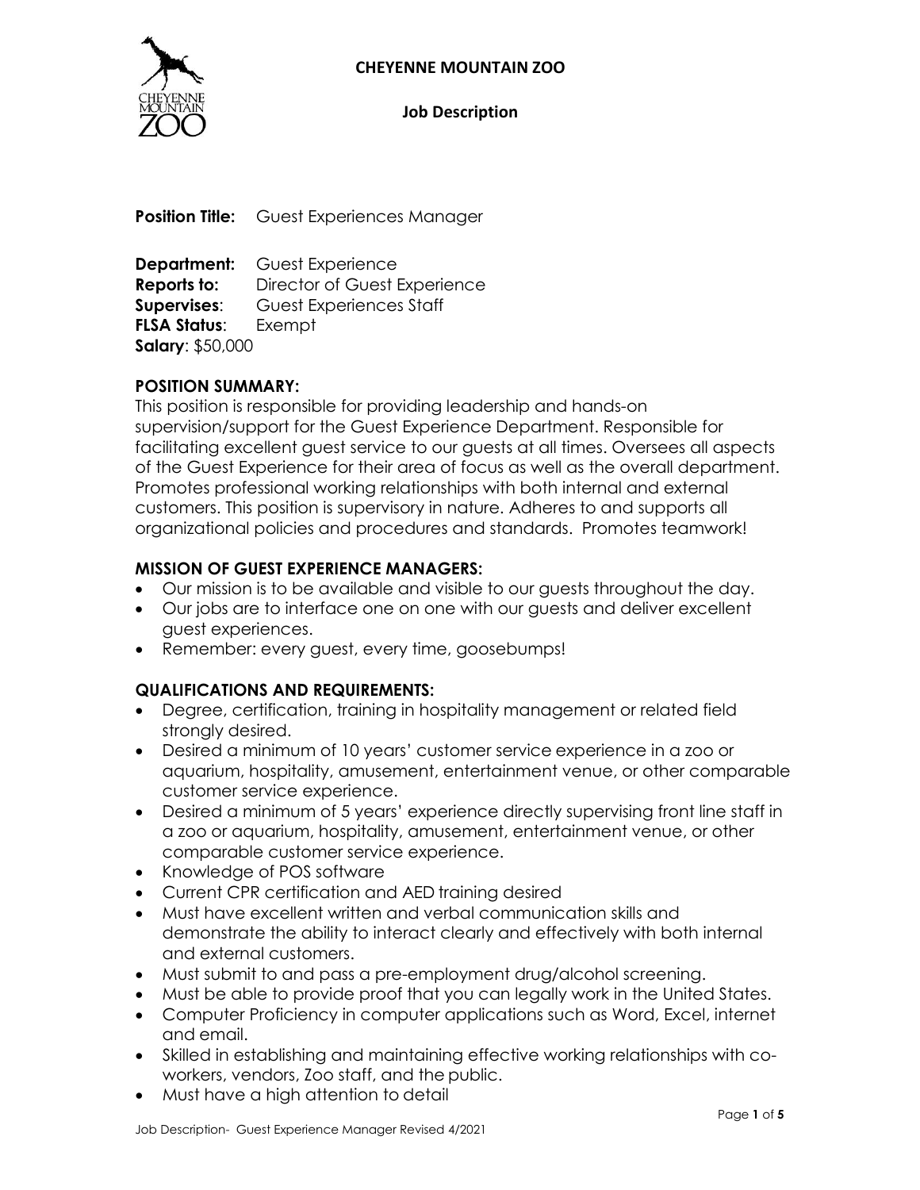# CHEYENNE MOUNTAIN ZOO

## Job Description

**Position Title:** Guest Experiences Manager

**Department:** Guest Experience
**Reports to:** Director of Guest Experience
**Supervises**: Guest Experiences Staff
**FLSA Status**: Exempt
**Salary**: $50,000

### POSITION SUMMARY:

This position is responsible for providing leadership and hands-on supervision/support for the Guest Experience Department. Responsible for facilitating excellent guest service to our guests at all times. Oversees all aspects of the Guest Experience for their area of focus as well as the overall department. Promotes professional working relationships with both internal and external customers. This position is supervisory in nature. Adheres to and supports all organizational policies and procedures and standards. Promotes teamwork!

### MISSION OF GUEST EXPERIENCE MANAGERS:

- Our mission is to be available and visible to our guests throughout the day.
- Our jobs are to interface one on one with our guests and deliver excellent guest experiences.
- Remember: every guest, every time, goosebumps!

### QUALIFICATIONS AND REQUIREMENTS:

- Degree, certification, training in hospitality management or related field strongly desired.
- Desired a minimum of 10 years' customer service experience in a zoo or aquarium, hospitality, amusement, entertainment venue, or other comparable customer service experience.
- Desired a minimum of 5 years' experience directly supervising front line staff in a zoo or aquarium, hospitality, amusement, entertainment venue, or other comparable customer service experience.
- Knowledge of POS software
- Current CPR certification and AED training desired
- Must have excellent written and verbal communication skills and demonstrate the ability to interact clearly and effectively with both internal and external customers.
- Must submit to and pass a pre-employment drug/alcohol screening.
- Must be able to provide proof that you can legally work in the United States.
- Computer Proficiency in computer applications such as Word, Excel, internet and email.
- Skilled in establishing and maintaining effective working relationships with co-workers, vendors, Zoo staff, and the public.
- Must have a high attention to detail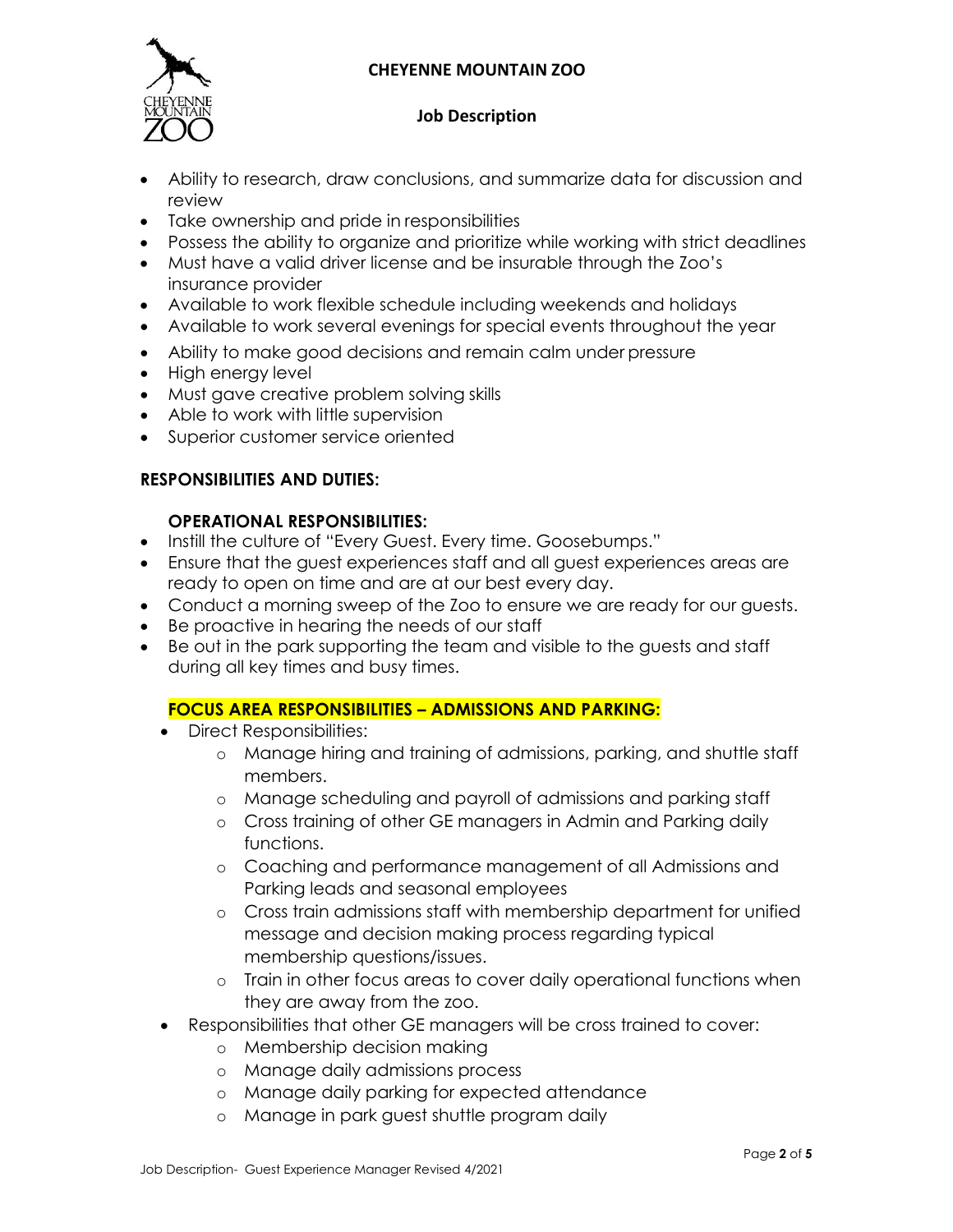- Ability to research, draw conclusions, and summarize data for discussion and review
- Take ownership and pride in responsibilities
- Possess the ability to organize and prioritize while working with strict deadlines
- Must have a valid driver license and be insurable through the Zoo's insurance provider
- Available to work flexible schedule including weekends and holidays
- Available to work several evenings for special events throughout the year
- Ability to make good decisions and remain calm under pressure
- High energy level
- Must gave creative problem solving skills
- Able to work with little supervision
- Superior customer service oriented

**RESPONSIBILITIES AND DUTIES:**

**OPERATIONAL RESPONSIBILITIES:**

- Instill the culture of "Every Guest. Every time. Goosebumps."
- Ensure that the guest experiences staff and all guest experiences areas are ready to open on time and are at our best every day.
- Conduct a morning sweep of the Zoo to ensure we are ready for our guests.
- Be proactive in hearing the needs of our staff
- Be out in the park supporting the team and visible to the guests and staff during all key times and busy times.

**FOCUS AREA RESPONSIBILITIES – ADMISSIONS AND PARKING:**

- Direct Responsibilities:
  - Manage hiring and training of admissions, parking, and shuttle staff members.
  - Manage scheduling and payroll of admissions and parking staff
  - Cross training of other GE managers in Admin and Parking daily functions.
  - Coaching and performance management of all Admissions and Parking leads and seasonal employees
  - Cross train admissions staff with membership department for unified message and decision making process regarding typical membership questions/issues.
  - Train in other focus areas to cover daily operational functions when they are away from the zoo.
- Responsibilities that other GE managers will be cross trained to cover:
  - Membership decision making
  - Manage daily admissions process
  - Manage daily parking for expected attendance
  - Manage in park guest shuttle program daily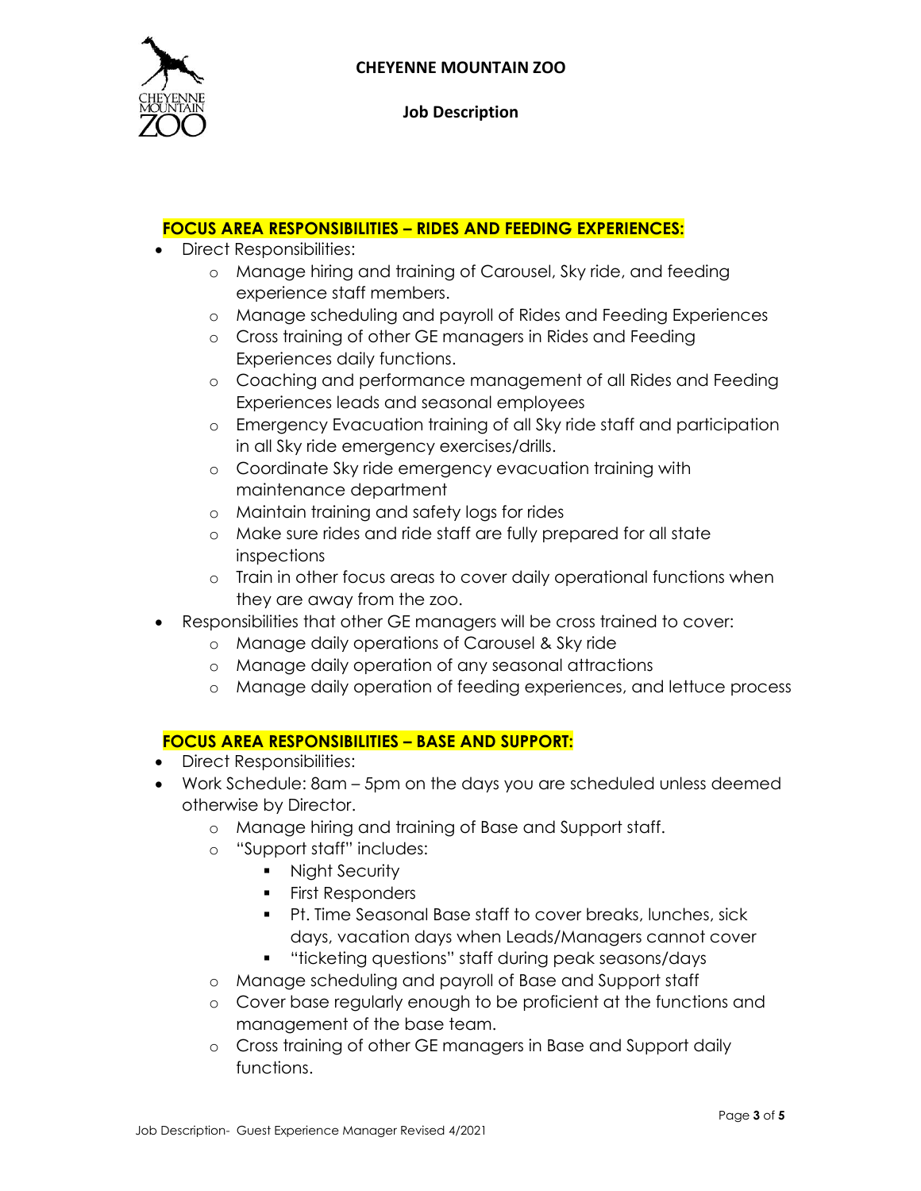**FOCUS AREA RESPONSIBILITIES – RIDES AND FEEDING EXPERIENCES:**

- Direct Responsibilities:
  - Manage hiring and training of Carousel, Sky ride, and feeding experience staff members.
  - Manage scheduling and payroll of Rides and Feeding Experiences
  - Cross training of other GE managers in Rides and Feeding Experiences daily functions.
  - Coaching and performance management of all Rides and Feeding Experiences leads and seasonal employees
  - Emergency Evacuation training of all Sky ride staff and participation in all Sky ride emergency exercises/drills.
  - Coordinate Sky ride emergency evacuation training with maintenance department
  - Maintain training and safety logs for rides
  - Make sure rides and ride staff are fully prepared for all state inspections
  - Train in other focus areas to cover daily operational functions when they are away from the zoo.
- Responsibilities that other GE managers will be cross trained to cover:
  - Manage daily operations of Carousel & Sky ride
  - Manage daily operation of any seasonal attractions
  - Manage daily operation of feeding experiences, and lettuce process

**FOCUS AREA RESPONSIBILITIES – BASE AND SUPPORT:**

- Direct Responsibilities:
- Work Schedule: 8am – 5pm on the days you are scheduled unless deemed otherwise by Director.
  - Manage hiring and training of Base and Support staff.
  - "Support staff" includes:
    - Night Security
    - First Responders
    - Pt. Time Seasonal Base staff to cover breaks, lunches, sick days, vacation days when Leads/Managers cannot cover
    - "ticketing questions" staff during peak seasons/days
  - Manage scheduling and payroll of Base and Support staff
  - Cover base regularly enough to be proficient at the functions and management of the base team.
  - Cross training of other GE managers in Base and Support daily functions.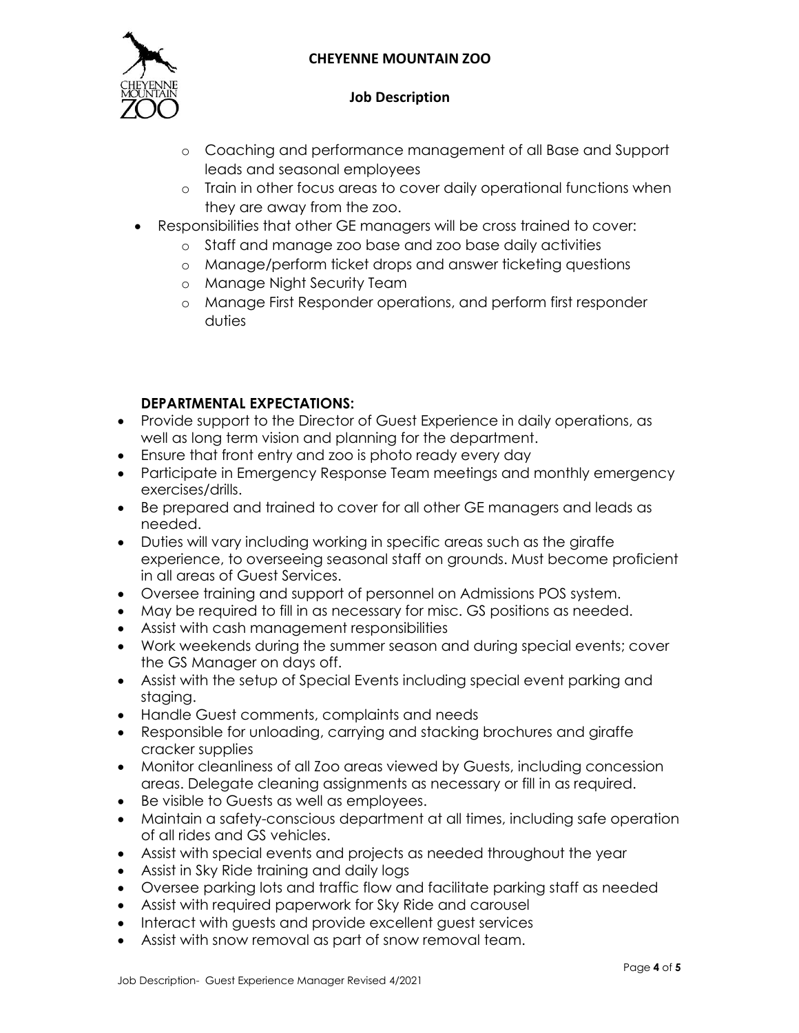- Coaching and performance management of all Base and Support leads and seasonal employees
  - Train in other focus areas to cover daily operational functions when they are away from the zoo.
- Responsibilities that other GE managers will be cross trained to cover:
  - Staff and manage zoo base and zoo base daily activities
  - Manage/perform ticket drops and answer ticketing questions
  - Manage Night Security Team
  - Manage First Responder operations, and perform first responder duties

**DEPARTMENTAL EXPECTATIONS:**

- Provide support to the Director of Guest Experience in daily operations, as well as long term vision and planning for the department.
- Ensure that front entry and zoo is photo ready every day
- Participate in Emergency Response Team meetings and monthly emergency exercises/drills.
- Be prepared and trained to cover for all other GE managers and leads as needed.
- Duties will vary including working in specific areas such as the giraffe experience, to overseeing seasonal staff on grounds. Must become proficient in all areas of Guest Services.
- Oversee training and support of personnel on Admissions POS system.
- May be required to fill in as necessary for misc. GS positions as needed.
- Assist with cash management responsibilities
- Work weekends during the summer season and during special events; cover the GS Manager on days off.
- Assist with the setup of Special Events including special event parking and staging.
- Handle Guest comments, complaints and needs
- Responsible for unloading, carrying and stacking brochures and giraffe cracker supplies
- Monitor cleanliness of all Zoo areas viewed by Guests, including concession areas. Delegate cleaning assignments as necessary or fill in as required.
- Be visible to Guests as well as employees.
- Maintain a safety-conscious department at all times, including safe operation of all rides and GS vehicles.
- Assist with special events and projects as needed throughout the year
- Assist in Sky Ride training and daily logs
- Oversee parking lots and traffic flow and facilitate parking staff as needed
- Assist with required paperwork for Sky Ride and carousel
- Interact with guests and provide excellent guest services
- Assist with snow removal as part of snow removal team.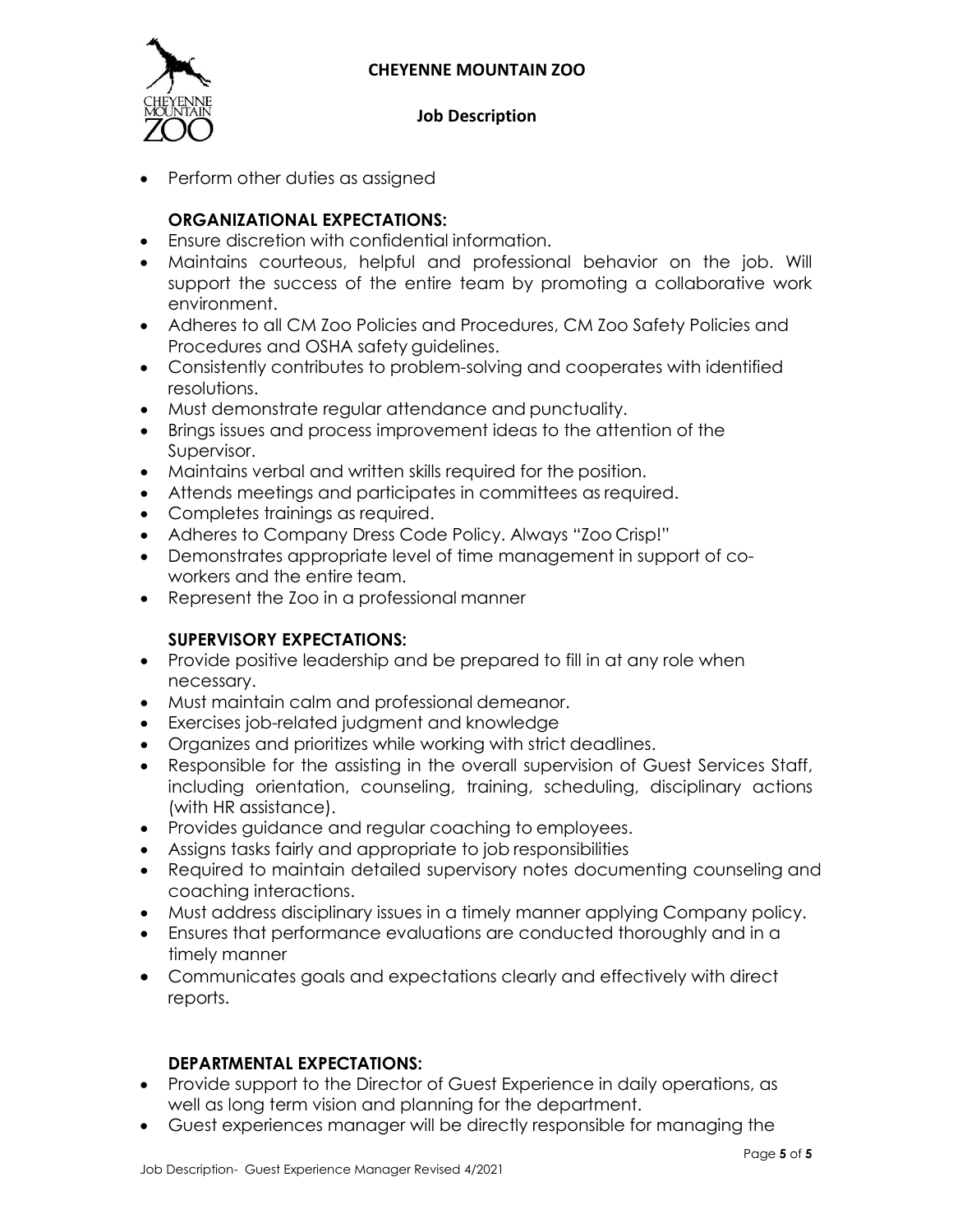- Perform other duties as assigned

### ORGANIZATIONAL EXPECTATIONS:

- Ensure discretion with confidential information.
- Maintains courteous, helpful and professional behavior on the job. Will support the success of the entire team by promoting a collaborative work environment.
- Adheres to all CM Zoo Policies and Procedures, CM Zoo Safety Policies and Procedures and OSHA safety guidelines.
- Consistently contributes to problem-solving and cooperates with identified resolutions.
- Must demonstrate regular attendance and punctuality.
- Brings issues and process improvement ideas to the attention of the Supervisor.
- Maintains verbal and written skills required for the position.
- Attends meetings and participates in committees as required.
- Completes trainings as required.
- Adheres to Company Dress Code Policy. Always "Zoo Crisp!"
- Demonstrates appropriate level of time management in support of co-workers and the entire team.
- Represent the Zoo in a professional manner

### SUPERVISORY EXPECTATIONS:

- Provide positive leadership and be prepared to fill in at any role when necessary.
- Must maintain calm and professional demeanor.
- Exercises job-related judgment and knowledge
- Organizes and prioritizes while working with strict deadlines.
- Responsible for the assisting in the overall supervision of Guest Services Staff, including orientation, counseling, training, scheduling, disciplinary actions (with HR assistance).
- Provides guidance and regular coaching to employees.
- Assigns tasks fairly and appropriate to job responsibilities
- Required to maintain detailed supervisory notes documenting counseling and coaching interactions.
- Must address disciplinary issues in a timely manner applying Company policy.
- Ensures that performance evaluations are conducted thoroughly and in a timely manner
- Communicates goals and expectations clearly and effectively with direct reports.

### DEPARTMENTAL EXPECTATIONS:

- Provide support to the Director of Guest Experience in daily operations, as well as long term vision and planning for the department.
- Guest experiences manager will be directly responsible for managing the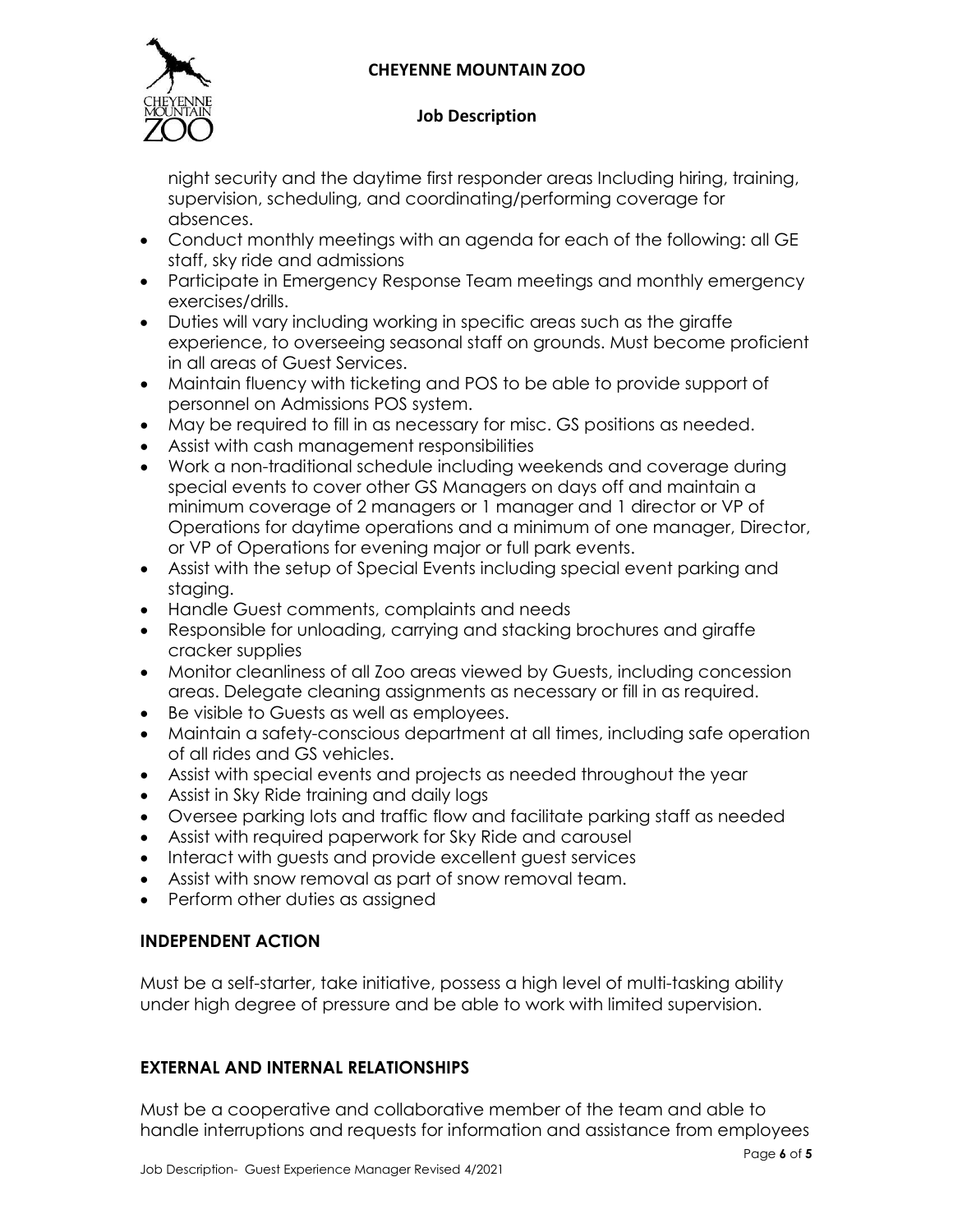night security and the daytime first responder areas Including hiring, training, supervision, scheduling, and coordinating/performing coverage for absences.

- Conduct monthly meetings with an agenda for each of the following: all GE staff, sky ride and admissions
- Participate in Emergency Response Team meetings and monthly emergency exercises/drills.
- Duties will vary including working in specific areas such as the giraffe experience, to overseeing seasonal staff on grounds. Must become proficient in all areas of Guest Services.
- Maintain fluency with ticketing and POS to be able to provide support of personnel on Admissions POS system.
- May be required to fill in as necessary for misc. GS positions as needed.
- Assist with cash management responsibilities
- Work a non-traditional schedule including weekends and coverage during special events to cover other GS Managers on days off and maintain a minimum coverage of 2 managers or 1 manager and 1 director or VP of Operations for daytime operations and a minimum of one manager, Director, or VP of Operations for evening major or full park events.
- Assist with the setup of Special Events including special event parking and staging.
- Handle Guest comments, complaints and needs
- Responsible for unloading, carrying and stacking brochures and giraffe cracker supplies
- Monitor cleanliness of all Zoo areas viewed by Guests, including concession areas. Delegate cleaning assignments as necessary or fill in as required.
- Be visible to Guests as well as employees.
- Maintain a safety-conscious department at all times, including safe operation of all rides and GS vehicles.
- Assist with special events and projects as needed throughout the year
- Assist in Sky Ride training and daily logs
- Oversee parking lots and traffic flow and facilitate parking staff as needed
- Assist with required paperwork for Sky Ride and carousel
- Interact with guests and provide excellent guest services
- Assist with snow removal as part of snow removal team.
- Perform other duties as assigned

## INDEPENDENT ACTION

Must be a self-starter, take initiative, possess a high level of multi-tasking ability under high degree of pressure and be able to work with limited supervision.

## EXTERNAL AND INTERNAL RELATIONSHIPS

Must be a cooperative and collaborative member of the team and able to handle interruptions and requests for information and assistance from employees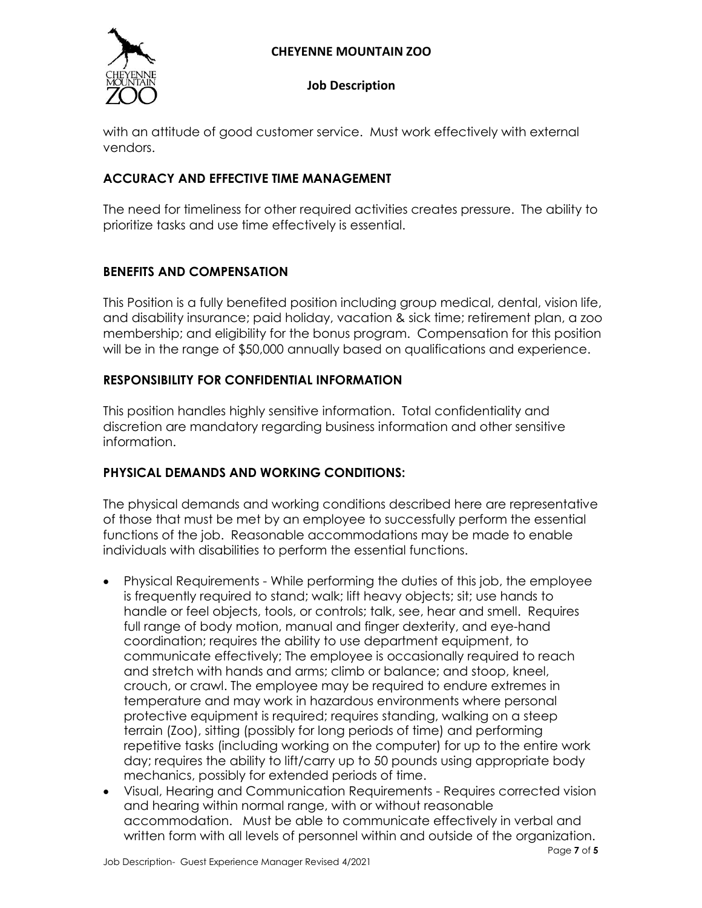with an attitude of good customer service. Must work effectively with external vendors.

### ACCURACY AND EFFECTIVE TIME MANAGEMENT

The need for timeliness for other required activities creates pressure. The ability to prioritize tasks and use time effectively is essential.

### BENEFITS AND COMPENSATION

This Position is a fully benefited position including group medical, dental, vision life, and disability insurance; paid holiday, vacation & sick time; retirement plan, a zoo membership; and eligibility for the bonus program. Compensation for this position will be in the range of $50,000 annually based on qualifications and experience.

### RESPONSIBILITY FOR CONFIDENTIAL INFORMATION

This position handles highly sensitive information. Total confidentiality and discretion are mandatory regarding business information and other sensitive information.

### PHYSICAL DEMANDS AND WORKING CONDITIONS:

The physical demands and working conditions described here are representative of those that must be met by an employee to successfully perform the essential functions of the job. Reasonable accommodations may be made to enable individuals with disabilities to perform the essential functions.

- Physical Requirements - While performing the duties of this job, the employee is frequently required to stand; walk; lift heavy objects; sit; use hands to handle or feel objects, tools, or controls; talk, see, hear and smell. Requires full range of body motion, manual and finger dexterity, and eye-hand coordination; requires the ability to use department equipment, to communicate effectively; The employee is occasionally required to reach and stretch with hands and arms; climb or balance; and stoop, kneel, crouch, or crawl. The employee may be required to endure extremes in temperature and may work in hazardous environments where personal protective equipment is required; requires standing, walking on a steep terrain (Zoo), sitting (possibly for long periods of time) and performing repetitive tasks (including working on the computer) for up to the entire work day; requires the ability to lift/carry up to 50 pounds using appropriate body mechanics, possibly for extended periods of time.
- Visual, Hearing and Communication Requirements - Requires corrected vision and hearing within normal range, with or without reasonable accommodation. Must be able to communicate effectively in verbal and written form with all levels of personnel within and outside of the organization.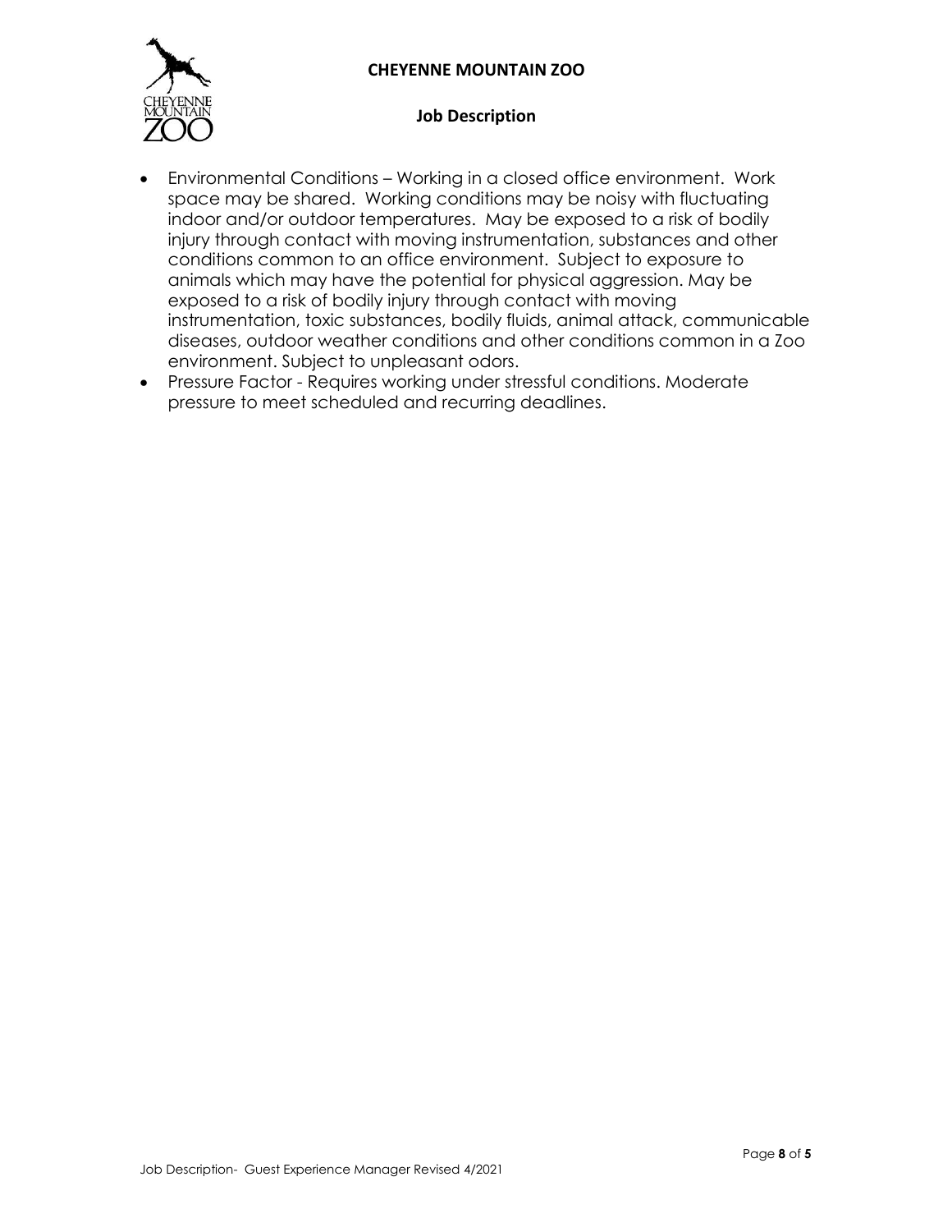- Environmental Conditions – Working in a closed office environment. Work space may be shared. Working conditions may be noisy with fluctuating indoor and/or outdoor temperatures. May be exposed to a risk of bodily injury through contact with moving instrumentation, substances and other conditions common to an office environment. Subject to exposure to animals which may have the potential for physical aggression. May be exposed to a risk of bodily injury through contact with moving instrumentation, toxic substances, bodily fluids, animal attack, communicable diseases, outdoor weather conditions and other conditions common in a Zoo environment. Subject to unpleasant odors.
- Pressure Factor - Requires working under stressful conditions. Moderate pressure to meet scheduled and recurring deadlines.